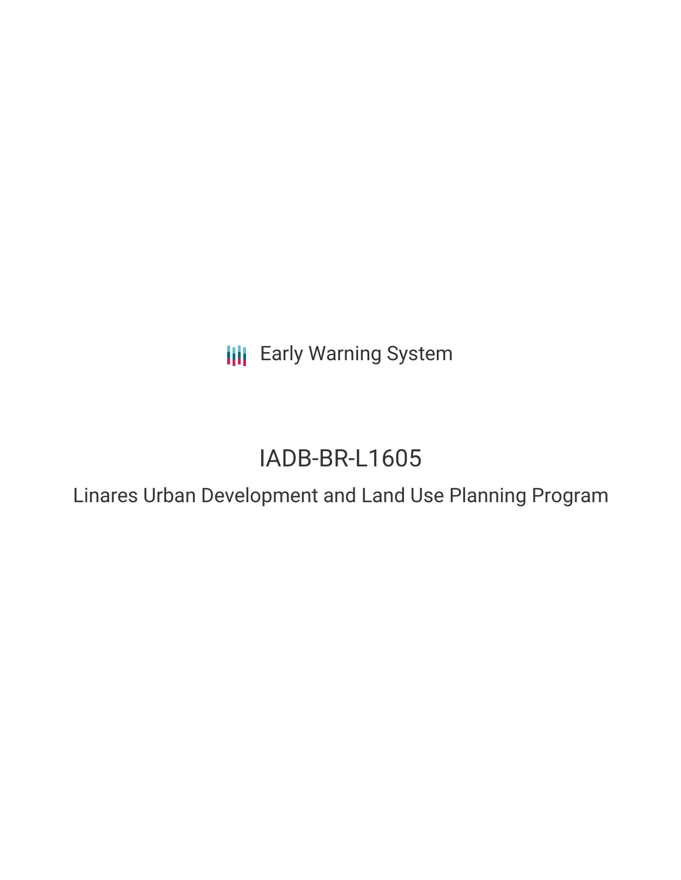Early Warning System

# IADB-BR-L1605

## Linares Urban Development and Land Use Planning Program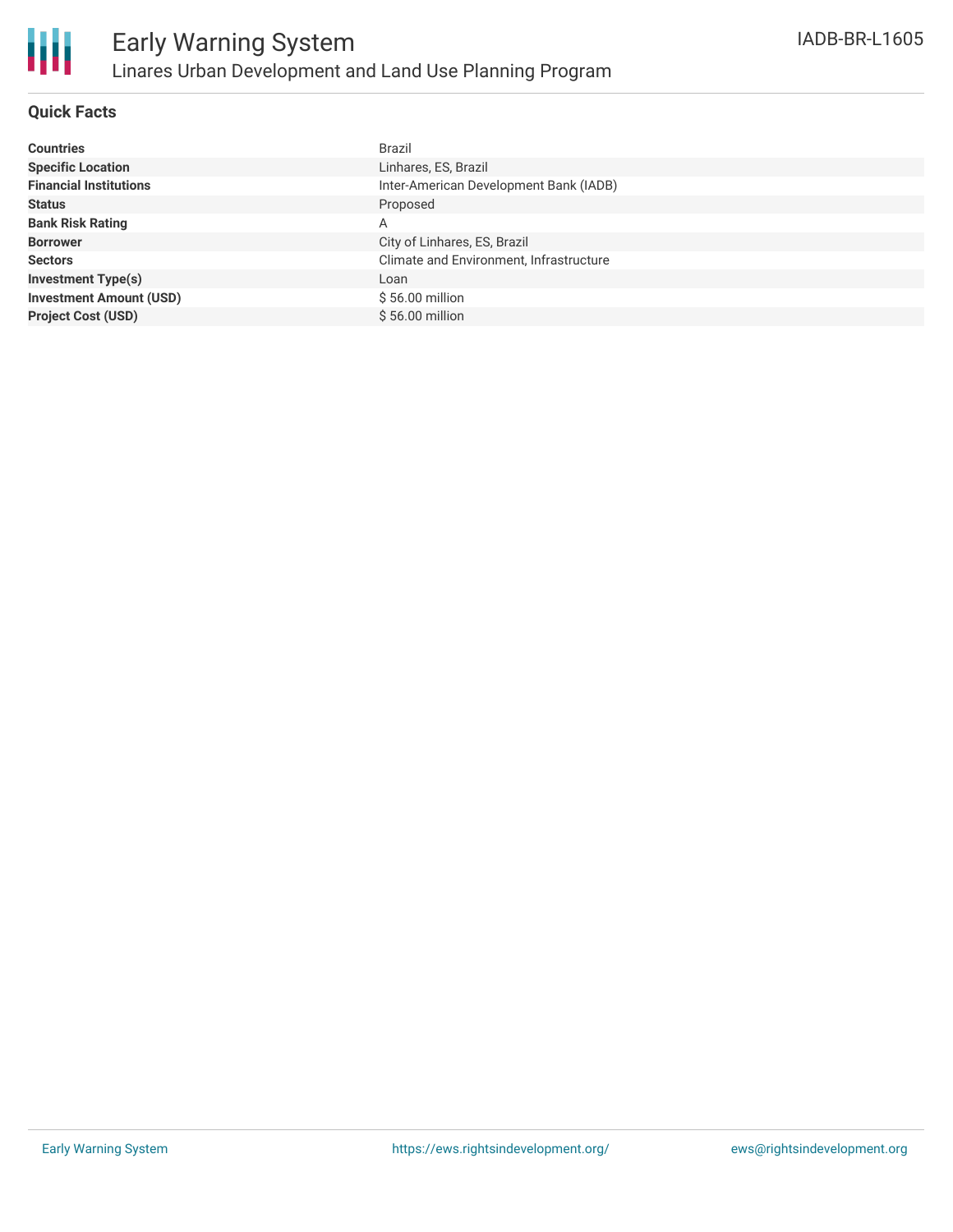# Early Warning System

## Linares Urban Development and Land Use Planning Program

IADB-BR-L1605

### Quick Facts

| | |
|---|---|
| **Countries** | Brazil |
| **Specific Location** | Linhares, ES, Brazil |
| **Financial Institutions** | Inter-American Development Bank (IADB) |
| **Status** | Proposed |
| **Bank Risk Rating** | A |
| **Borrower** | City of Linhares, ES, Brazil |
| **Sectors** | Climate and Environment, Infrastructure |
| **Investment Type(s)** | Loan |
| **Investment Amount (USD)** | $ 56.00 million |
| **Project Cost (USD)** | $ 56.00 million |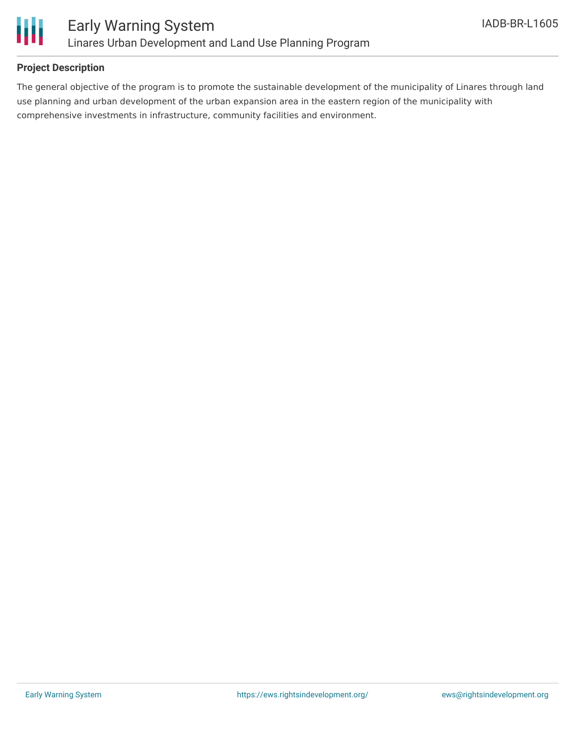## Project Description

The general objective of the program is to promote the sustainable development of the municipality of Linares through land use planning and urban development of the urban expansion area in the eastern region of the municipality with comprehensive investments in infrastructure, community facilities and environment.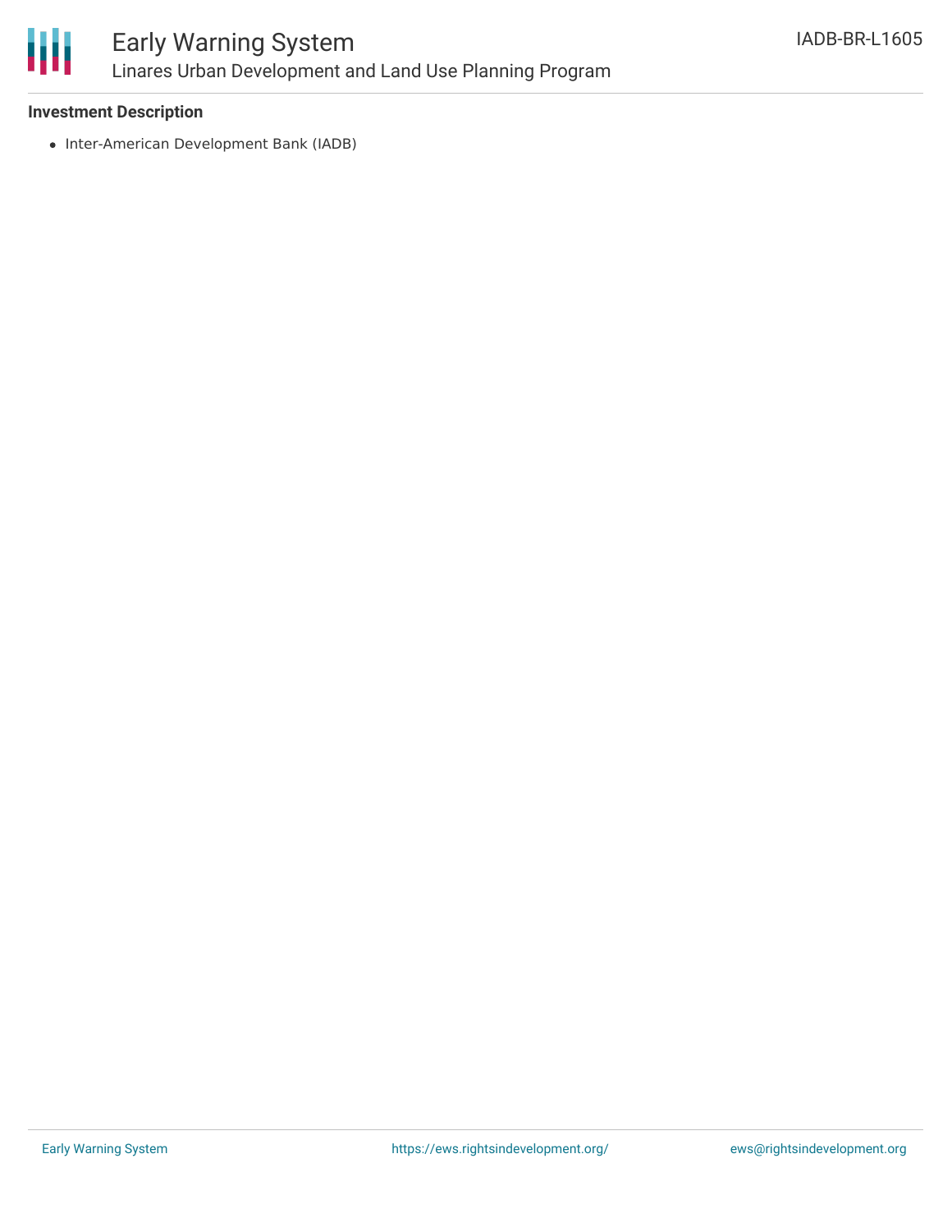**Investment Description**

- Inter-American Development Bank (IADB)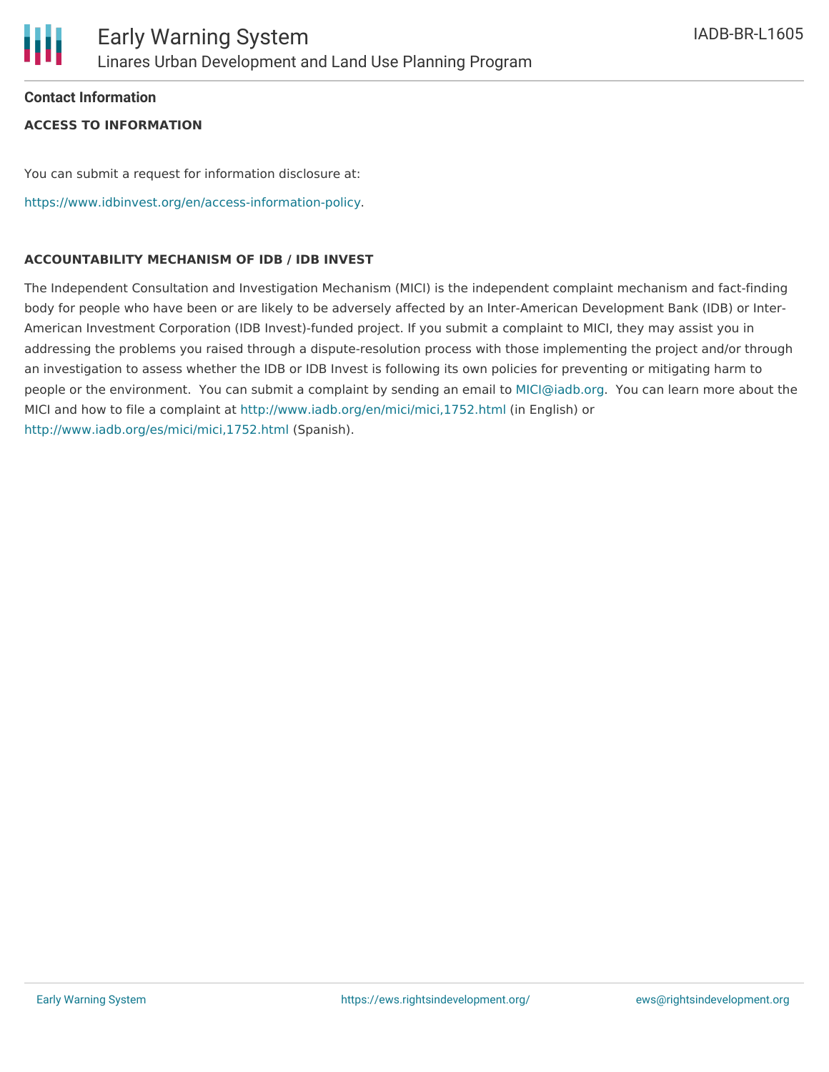### Contact Information

**ACCESS TO INFORMATION**

You can submit a request for information disclosure at:

https://www.idbinvest.org/en/access-information-policy.

**ACCOUNTABILITY MECHANISM OF IDB / IDB INVEST**

The Independent Consultation and Investigation Mechanism (MICI) is the independent complaint mechanism and fact-finding body for people who have been or are likely to be adversely affected by an Inter-American Development Bank (IDB) or Inter-American Investment Corporation (IDB Invest)-funded project. If you submit a complaint to MICI, they may assist you in addressing the problems you raised through a dispute-resolution process with those implementing the project and/or through an investigation to assess whether the IDB or IDB Invest is following its own policies for preventing or mitigating harm to people or the environment. You can submit a complaint by sending an email to MICI@iadb.org. You can learn more about the MICI and how to file a complaint at http://www.iadb.org/en/mici/mici,1752.html (in English) or http://www.iadb.org/es/mici/mici,1752.html (Spanish).